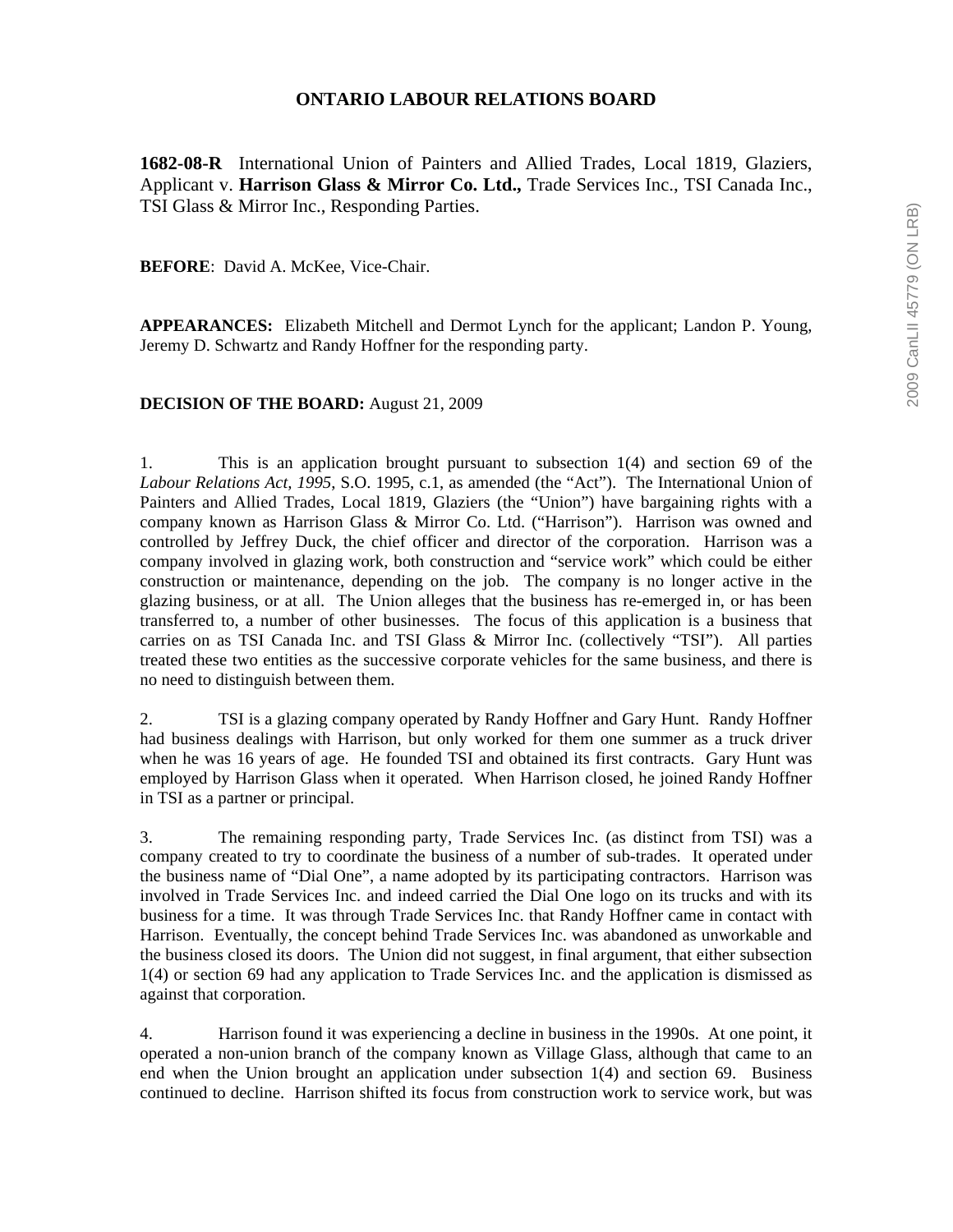# ONTARIO LABOUR RELATIONS BOARD

**1682-08-R** International Union of Painters and Allied Trades, Local 1819, Glaziers, Applicant v. **Harrison Glass & Mirror Co. Ltd.,** Trade Services Inc., TSI Canada Inc., TSI Glass & Mirror Inc., Responding Parties.

**BEFORE**: David A. McKee, Vice-Chair.

**APPEARANCES:** Elizabeth Mitchell and Dermot Lynch for the applicant; Landon P. Young, Jeremy D. Schwartz and Randy Hoffner for the responding party.

**DECISION OF THE BOARD:** August 21, 2009

1. This is an application brought pursuant to subsection 1(4) and section 69 of the *Labour Relations Act, 1995*, S.O. 1995, c.1, as amended (the "Act"). The International Union of Painters and Allied Trades, Local 1819, Glaziers (the "Union") have bargaining rights with a company known as Harrison Glass & Mirror Co. Ltd. ("Harrison"). Harrison was owned and controlled by Jeffrey Duck, the chief officer and director of the corporation. Harrison was a company involved in glazing work, both construction and "service work" which could be either construction or maintenance, depending on the job. The company is no longer active in the glazing business, or at all. The Union alleges that the business has re-emerged in, or has been transferred to, a number of other businesses. The focus of this application is a business that carries on as TSI Canada Inc. and TSI Glass & Mirror Inc. (collectively "TSI"). All parties treated these two entities as the successive corporate vehicles for the same business, and there is no need to distinguish between them.

2. TSI is a glazing company operated by Randy Hoffner and Gary Hunt. Randy Hoffner had business dealings with Harrison, but only worked for them one summer as a truck driver when he was 16 years of age. He founded TSI and obtained its first contracts. Gary Hunt was employed by Harrison Glass when it operated. When Harrison closed, he joined Randy Hoffner in TSI as a partner or principal.

3. The remaining responding party, Trade Services Inc. (as distinct from TSI) was a company created to try to coordinate the business of a number of sub-trades. It operated under the business name of "Dial One", a name adopted by its participating contractors. Harrison was involved in Trade Services Inc. and indeed carried the Dial One logo on its trucks and with its business for a time. It was through Trade Services Inc. that Randy Hoffner came in contact with Harrison. Eventually, the concept behind Trade Services Inc. was abandoned as unworkable and the business closed its doors. The Union did not suggest, in final argument, that either subsection 1(4) or section 69 had any application to Trade Services Inc. and the application is dismissed as against that corporation.

4. Harrison found it was experiencing a decline in business in the 1990s. At one point, it operated a non-union branch of the company known as Village Glass, although that came to an end when the Union brought an application under subsection 1(4) and section 69. Business continued to decline. Harrison shifted its focus from construction work to service work, but was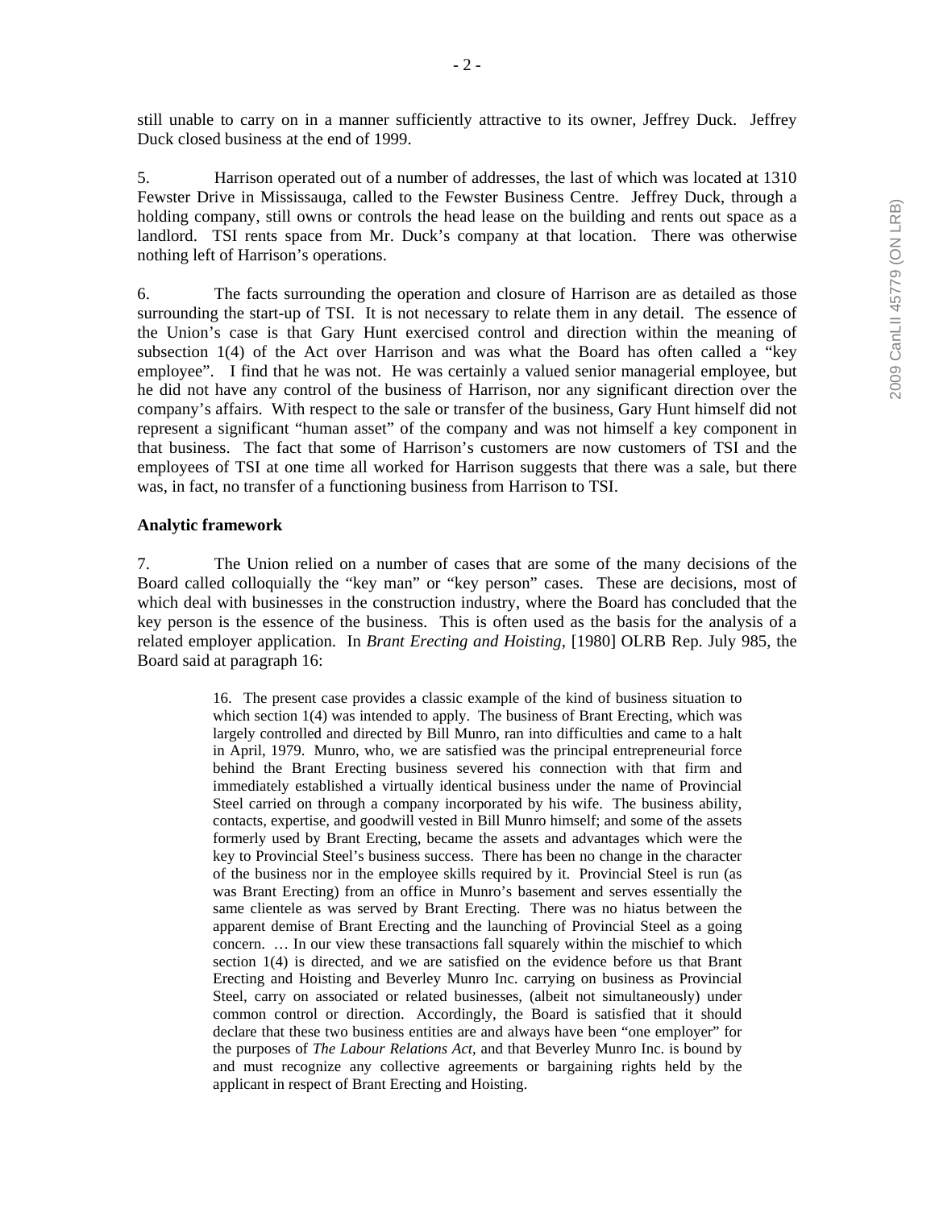still unable to carry on in a manner sufficiently attractive to its owner, Jeffrey Duck. Jeffrey Duck closed business at the end of 1999.

5. Harrison operated out of a number of addresses, the last of which was located at 1310 Fewster Drive in Mississauga, called to the Fewster Business Centre. Jeffrey Duck, through a holding company, still owns or controls the head lease on the building and rents out space as a landlord. TSI rents space from Mr. Duck's company at that location. There was otherwise nothing left of Harrison's operations.

6. The facts surrounding the operation and closure of Harrison are as detailed as those surrounding the start-up of TSI. It is not necessary to relate them in any detail. The essence of the Union's case is that Gary Hunt exercised control and direction within the meaning of subsection 1(4) of the Act over Harrison and was what the Board has often called a "key employee". I find that he was not. He was certainly a valued senior managerial employee, but he did not have any control of the business of Harrison, nor any significant direction over the company's affairs. With respect to the sale or transfer of the business, Gary Hunt himself did not represent a significant "human asset" of the company and was not himself a key component in that business. The fact that some of Harrison's customers are now customers of TSI and the employees of TSI at one time all worked for Harrison suggests that there was a sale, but there was, in fact, no transfer of a functioning business from Harrison to TSI.

**Analytic framework**

7. The Union relied on a number of cases that are some of the many decisions of the Board called colloquially the "key man" or "key person" cases. These are decisions, most of which deal with businesses in the construction industry, where the Board has concluded that the key person is the essence of the business. This is often used as the basis for the analysis of a related employer application. In *Brant Erecting and Hoisting*, [1980] OLRB Rep. July 985, the Board said at paragraph 16:

> 16. The present case provides a classic example of the kind of business situation to which section 1(4) was intended to apply. The business of Brant Erecting, which was largely controlled and directed by Bill Munro, ran into difficulties and came to a halt in April, 1979. Munro, who, we are satisfied was the principal entrepreneurial force behind the Brant Erecting business severed his connection with that firm and immediately established a virtually identical business under the name of Provincial Steel carried on through a company incorporated by his wife. The business ability, contacts, expertise, and goodwill vested in Bill Munro himself; and some of the assets formerly used by Brant Erecting, became the assets and advantages which were the key to Provincial Steel's business success. There has been no change in the character of the business nor in the employee skills required by it. Provincial Steel is run (as was Brant Erecting) from an office in Munro's basement and serves essentially the same clientele as was served by Brant Erecting. There was no hiatus between the apparent demise of Brant Erecting and the launching of Provincial Steel as a going concern. … In our view these transactions fall squarely within the mischief to which section 1(4) is directed, and we are satisfied on the evidence before us that Brant Erecting and Hoisting and Beverley Munro Inc. carrying on business as Provincial Steel, carry on associated or related businesses, (albeit not simultaneously) under common control or direction. Accordingly, the Board is satisfied that it should declare that these two business entities are and always have been "one employer" for the purposes of *The Labour Relations Act*, and that Beverley Munro Inc. is bound by and must recognize any collective agreements or bargaining rights held by the applicant in respect of Brant Erecting and Hoisting.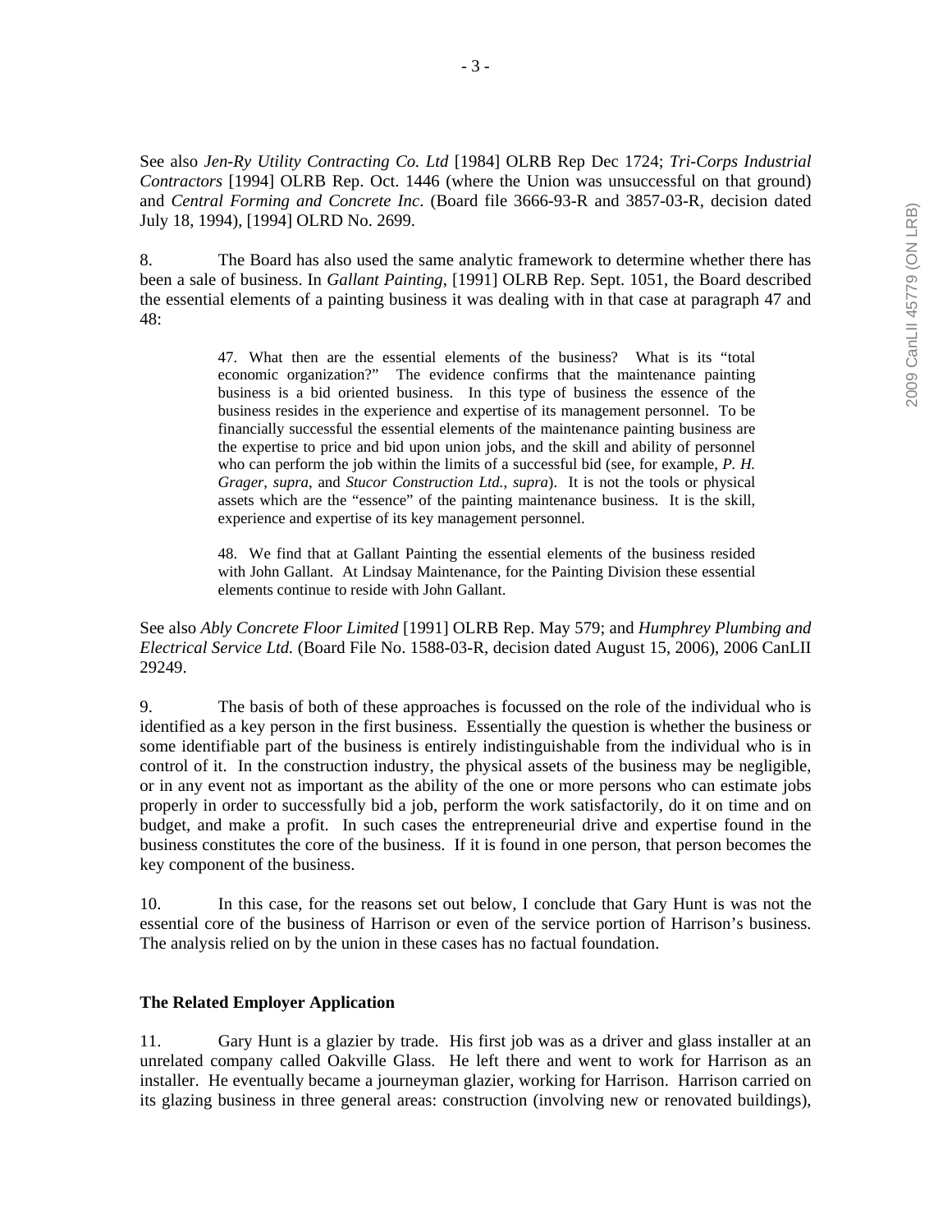See also *Jen-Ry Utility Contracting Co. Ltd* [1984] OLRB Rep Dec 1724; *Tri-Corps Industrial Contractors* [1994] OLRB Rep. Oct. 1446 (where the Union was unsuccessful on that ground) and *Central Forming and Concrete Inc*. (Board file 3666-93-R and 3857-03-R, decision dated July 18, 1994), [1994] OLRD No. 2699.

8. The Board has also used the same analytic framework to determine whether there has been a sale of business. In *Gallant Painting*, [1991] OLRB Rep. Sept. 1051, the Board described the essential elements of a painting business it was dealing with in that case at paragraph 47 and 48:

> 47. What then are the essential elements of the business? What is its "total economic organization?" The evidence confirms that the maintenance painting business is a bid oriented business. In this type of business the essence of the business resides in the experience and expertise of its management personnel. To be financially successful the essential elements of the maintenance painting business are the expertise to price and bid upon union jobs, and the skill and ability of personnel who can perform the job within the limits of a successful bid (see, for example, *P. H. Grager*, *supra*, and *Stucor Construction Ltd.*, *supra*). It is not the tools or physical assets which are the "essence" of the painting maintenance business. It is the skill, experience and expertise of its key management personnel.
>
> 48. We find that at Gallant Painting the essential elements of the business resided with John Gallant. At Lindsay Maintenance, for the Painting Division these essential elements continue to reside with John Gallant.

See also *Ably Concrete Floor Limited* [1991] OLRB Rep. May 579; and *Humphrey Plumbing and Electrical Service Ltd.* (Board File No. 1588-03-R, decision dated August 15, 2006), 2006 CanLII 29249.

9. The basis of both of these approaches is focussed on the role of the individual who is identified as a key person in the first business. Essentially the question is whether the business or some identifiable part of the business is entirely indistinguishable from the individual who is in control of it. In the construction industry, the physical assets of the business may be negligible, or in any event not as important as the ability of the one or more persons who can estimate jobs properly in order to successfully bid a job, perform the work satisfactorily, do it on time and on budget, and make a profit. In such cases the entrepreneurial drive and expertise found in the business constitutes the core of the business. If it is found in one person, that person becomes the key component of the business.

10. In this case, for the reasons set out below, I conclude that Gary Hunt is was not the essential core of the business of Harrison or even of the service portion of Harrison's business. The analysis relied on by the union in these cases has no factual foundation.

**The Related Employer Application**

11. Gary Hunt is a glazier by trade. His first job was as a driver and glass installer at an unrelated company called Oakville Glass. He left there and went to work for Harrison as an installer. He eventually became a journeyman glazier, working for Harrison. Harrison carried on its glazing business in three general areas: construction (involving new or renovated buildings),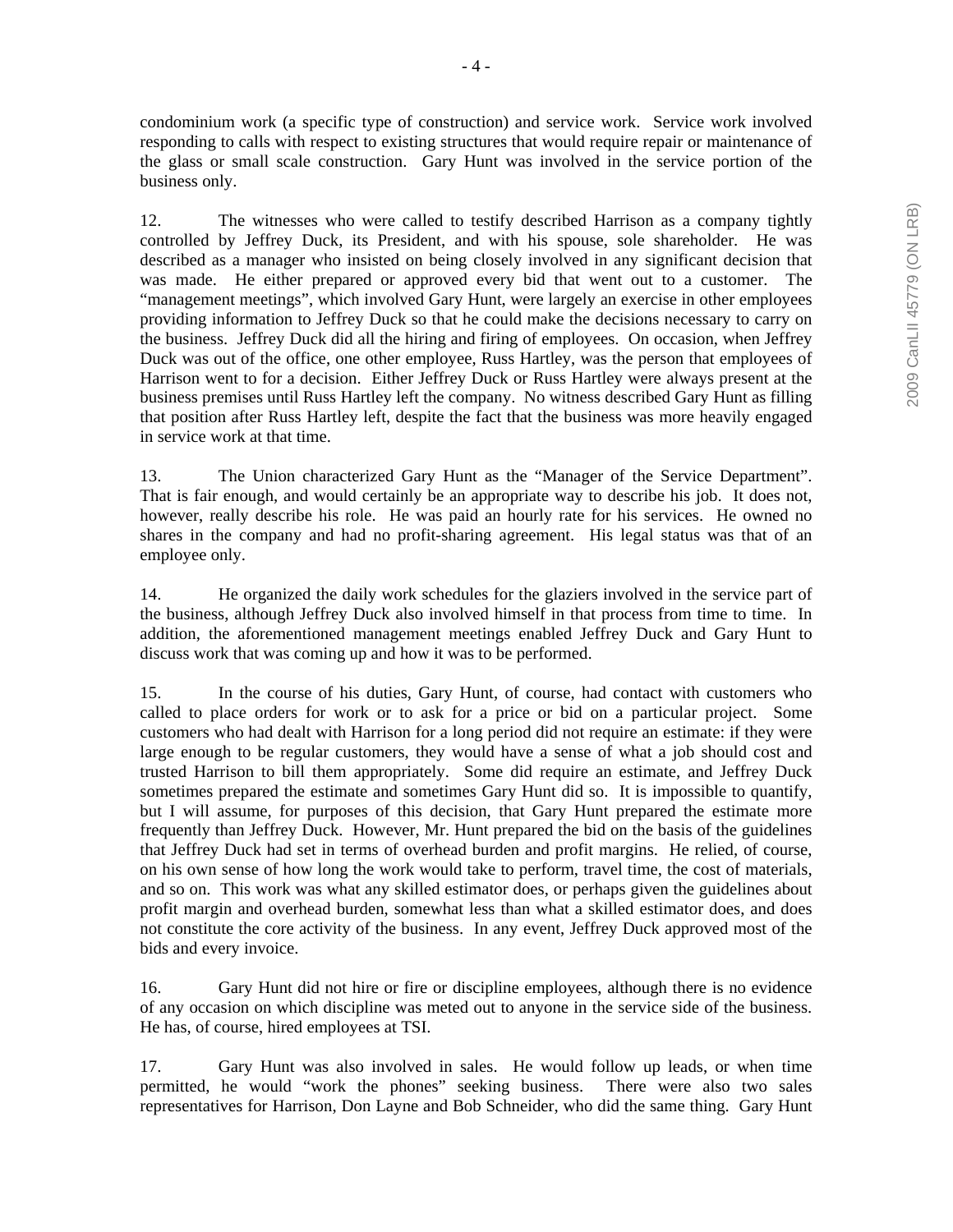condominium work (a specific type of construction) and service work. Service work involved responding to calls with respect to existing structures that would require repair or maintenance of the glass or small scale construction. Gary Hunt was involved in the service portion of the business only.

12. The witnesses who were called to testify described Harrison as a company tightly controlled by Jeffrey Duck, its President, and with his spouse, sole shareholder. He was described as a manager who insisted on being closely involved in any significant decision that was made. He either prepared or approved every bid that went out to a customer. The "management meetings", which involved Gary Hunt, were largely an exercise in other employees providing information to Jeffrey Duck so that he could make the decisions necessary to carry on the business. Jeffrey Duck did all the hiring and firing of employees. On occasion, when Jeffrey Duck was out of the office, one other employee, Russ Hartley, was the person that employees of Harrison went to for a decision. Either Jeffrey Duck or Russ Hartley were always present at the business premises until Russ Hartley left the company. No witness described Gary Hunt as filling that position after Russ Hartley left, despite the fact that the business was more heavily engaged in service work at that time.

13. The Union characterized Gary Hunt as the "Manager of the Service Department". That is fair enough, and would certainly be an appropriate way to describe his job. It does not, however, really describe his role. He was paid an hourly rate for his services. He owned no shares in the company and had no profit-sharing agreement. His legal status was that of an employee only.

14. He organized the daily work schedules for the glaziers involved in the service part of the business, although Jeffrey Duck also involved himself in that process from time to time. In addition, the aforementioned management meetings enabled Jeffrey Duck and Gary Hunt to discuss work that was coming up and how it was to be performed.

15. In the course of his duties, Gary Hunt, of course, had contact with customers who called to place orders for work or to ask for a price or bid on a particular project. Some customers who had dealt with Harrison for a long period did not require an estimate: if they were large enough to be regular customers, they would have a sense of what a job should cost and trusted Harrison to bill them appropriately. Some did require an estimate, and Jeffrey Duck sometimes prepared the estimate and sometimes Gary Hunt did so. It is impossible to quantify, but I will assume, for purposes of this decision, that Gary Hunt prepared the estimate more frequently than Jeffrey Duck. However, Mr. Hunt prepared the bid on the basis of the guidelines that Jeffrey Duck had set in terms of overhead burden and profit margins. He relied, of course, on his own sense of how long the work would take to perform, travel time, the cost of materials, and so on. This work was what any skilled estimator does, or perhaps given the guidelines about profit margin and overhead burden, somewhat less than what a skilled estimator does, and does not constitute the core activity of the business. In any event, Jeffrey Duck approved most of the bids and every invoice.

16. Gary Hunt did not hire or fire or discipline employees, although there is no evidence of any occasion on which discipline was meted out to anyone in the service side of the business. He has, of course, hired employees at TSI.

17. Gary Hunt was also involved in sales. He would follow up leads, or when time permitted, he would "work the phones" seeking business. There were also two sales representatives for Harrison, Don Layne and Bob Schneider, who did the same thing. Gary Hunt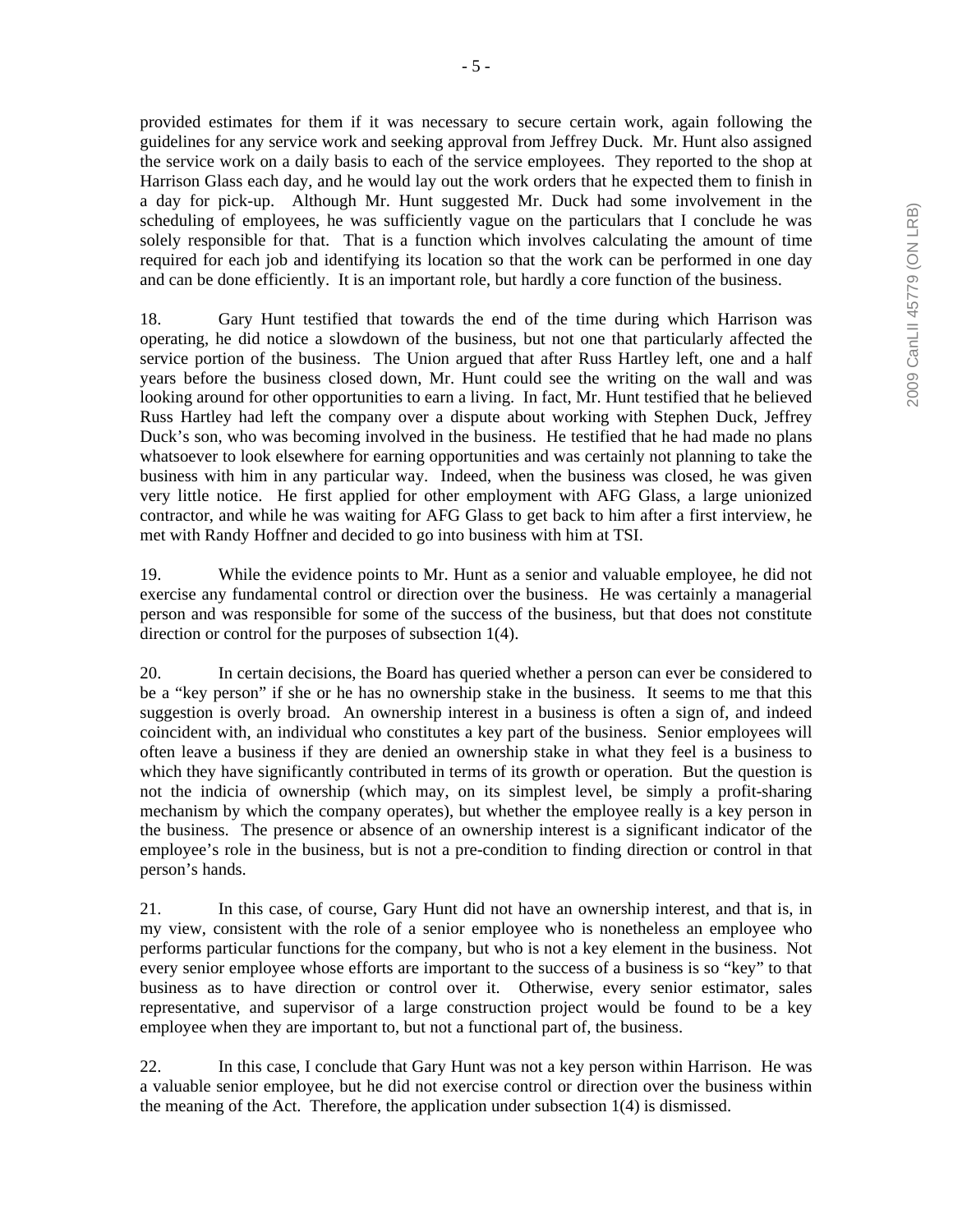provided estimates for them if it was necessary to secure certain work, again following the guidelines for any service work and seeking approval from Jeffrey Duck. Mr. Hunt also assigned the service work on a daily basis to each of the service employees. They reported to the shop at Harrison Glass each day, and he would lay out the work orders that he expected them to finish in a day for pick-up. Although Mr. Hunt suggested Mr. Duck had some involvement in the scheduling of employees, he was sufficiently vague on the particulars that I conclude he was solely responsible for that. That is a function which involves calculating the amount of time required for each job and identifying its location so that the work can be performed in one day and can be done efficiently. It is an important role, but hardly a core function of the business.

18. Gary Hunt testified that towards the end of the time during which Harrison was operating, he did notice a slowdown of the business, but not one that particularly affected the service portion of the business. The Union argued that after Russ Hartley left, one and a half years before the business closed down, Mr. Hunt could see the writing on the wall and was looking around for other opportunities to earn a living. In fact, Mr. Hunt testified that he believed Russ Hartley had left the company over a dispute about working with Stephen Duck, Jeffrey Duck's son, who was becoming involved in the business. He testified that he had made no plans whatsoever to look elsewhere for earning opportunities and was certainly not planning to take the business with him in any particular way. Indeed, when the business was closed, he was given very little notice. He first applied for other employment with AFG Glass, a large unionized contractor, and while he was waiting for AFG Glass to get back to him after a first interview, he met with Randy Hoffner and decided to go into business with him at TSI.

19. While the evidence points to Mr. Hunt as a senior and valuable employee, he did not exercise any fundamental control or direction over the business. He was certainly a managerial person and was responsible for some of the success of the business, but that does not constitute direction or control for the purposes of subsection 1(4).

20. In certain decisions, the Board has queried whether a person can ever be considered to be a "key person" if she or he has no ownership stake in the business. It seems to me that this suggestion is overly broad. An ownership interest in a business is often a sign of, and indeed coincident with, an individual who constitutes a key part of the business. Senior employees will often leave a business if they are denied an ownership stake in what they feel is a business to which they have significantly contributed in terms of its growth or operation. But the question is not the indicia of ownership (which may, on its simplest level, be simply a profit-sharing mechanism by which the company operates), but whether the employee really is a key person in the business. The presence or absence of an ownership interest is a significant indicator of the employee's role in the business, but is not a pre-condition to finding direction or control in that person's hands.

21. In this case, of course, Gary Hunt did not have an ownership interest, and that is, in my view, consistent with the role of a senior employee who is nonetheless an employee who performs particular functions for the company, but who is not a key element in the business. Not every senior employee whose efforts are important to the success of a business is so "key" to that business as to have direction or control over it. Otherwise, every senior estimator, sales representative, and supervisor of a large construction project would be found to be a key employee when they are important to, but not a functional part of, the business.

22. In this case, I conclude that Gary Hunt was not a key person within Harrison. He was a valuable senior employee, but he did not exercise control or direction over the business within the meaning of the Act. Therefore, the application under subsection 1(4) is dismissed.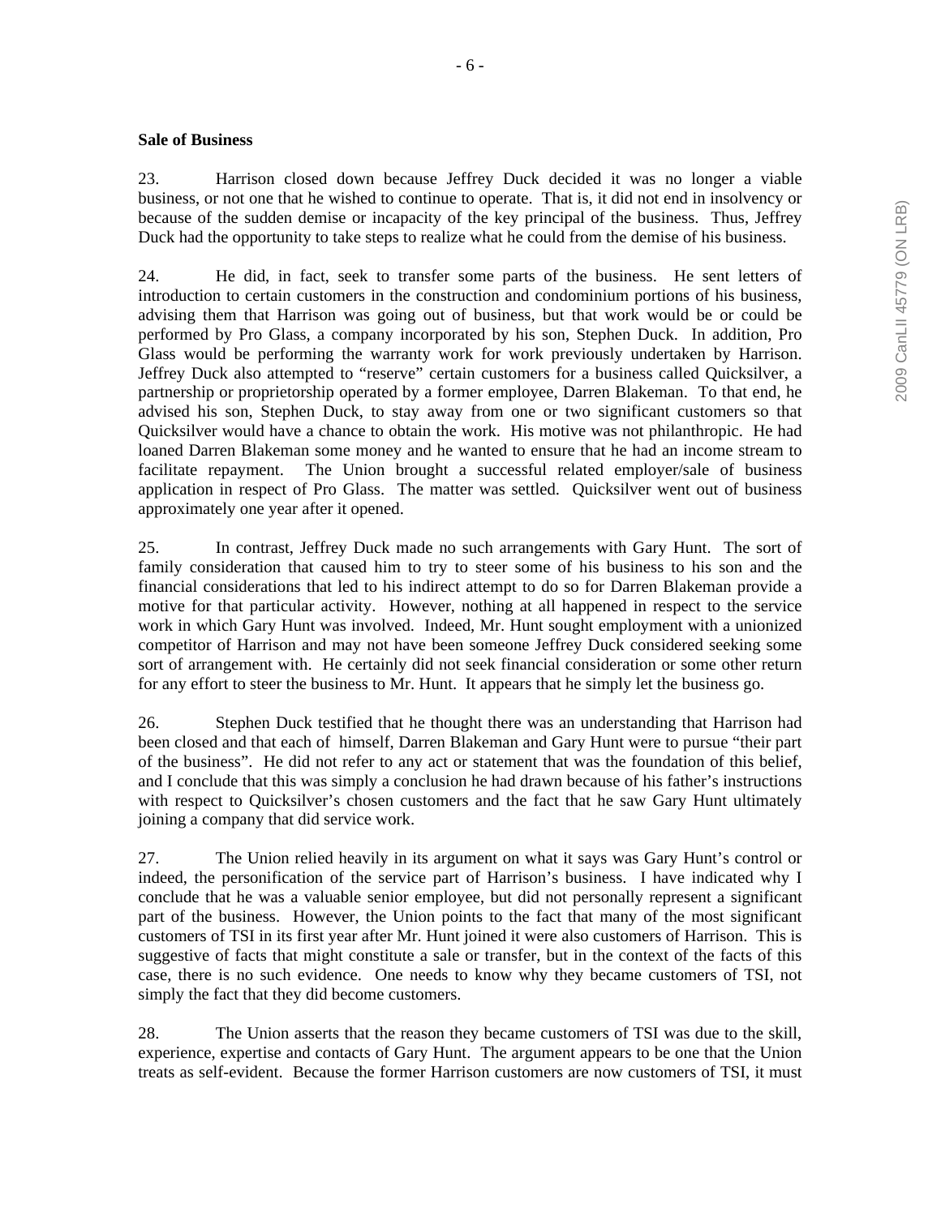**Sale of Business**

23. Harrison closed down because Jeffrey Duck decided it was no longer a viable business, or not one that he wished to continue to operate. That is, it did not end in insolvency or because of the sudden demise or incapacity of the key principal of the business. Thus, Jeffrey Duck had the opportunity to take steps to realize what he could from the demise of his business.

24. He did, in fact, seek to transfer some parts of the business. He sent letters of introduction to certain customers in the construction and condominium portions of his business, advising them that Harrison was going out of business, but that work would be or could be performed by Pro Glass, a company incorporated by his son, Stephen Duck. In addition, Pro Glass would be performing the warranty work for work previously undertaken by Harrison. Jeffrey Duck also attempted to "reserve" certain customers for a business called Quicksilver, a partnership or proprietorship operated by a former employee, Darren Blakeman. To that end, he advised his son, Stephen Duck, to stay away from one or two significant customers so that Quicksilver would have a chance to obtain the work. His motive was not philanthropic. He had loaned Darren Blakeman some money and he wanted to ensure that he had an income stream to facilitate repayment. The Union brought a successful related employer/sale of business application in respect of Pro Glass. The matter was settled. Quicksilver went out of business approximately one year after it opened.

25. In contrast, Jeffrey Duck made no such arrangements with Gary Hunt. The sort of family consideration that caused him to try to steer some of his business to his son and the financial considerations that led to his indirect attempt to do so for Darren Blakeman provide a motive for that particular activity. However, nothing at all happened in respect to the service work in which Gary Hunt was involved. Indeed, Mr. Hunt sought employment with a unionized competitor of Harrison and may not have been someone Jeffrey Duck considered seeking some sort of arrangement with. He certainly did not seek financial consideration or some other return for any effort to steer the business to Mr. Hunt. It appears that he simply let the business go.

26. Stephen Duck testified that he thought there was an understanding that Harrison had been closed and that each of himself, Darren Blakeman and Gary Hunt were to pursue "their part of the business". He did not refer to any act or statement that was the foundation of this belief, and I conclude that this was simply a conclusion he had drawn because of his father's instructions with respect to Quicksilver's chosen customers and the fact that he saw Gary Hunt ultimately joining a company that did service work.

27. The Union relied heavily in its argument on what it says was Gary Hunt's control or indeed, the personification of the service part of Harrison's business. I have indicated why I conclude that he was a valuable senior employee, but did not personally represent a significant part of the business. However, the Union points to the fact that many of the most significant customers of TSI in its first year after Mr. Hunt joined it were also customers of Harrison. This is suggestive of facts that might constitute a sale or transfer, but in the context of the facts of this case, there is no such evidence. One needs to know why they became customers of TSI, not simply the fact that they did become customers.

28. The Union asserts that the reason they became customers of TSI was due to the skill, experience, expertise and contacts of Gary Hunt. The argument appears to be one that the Union treats as self-evident. Because the former Harrison customers are now customers of TSI, it must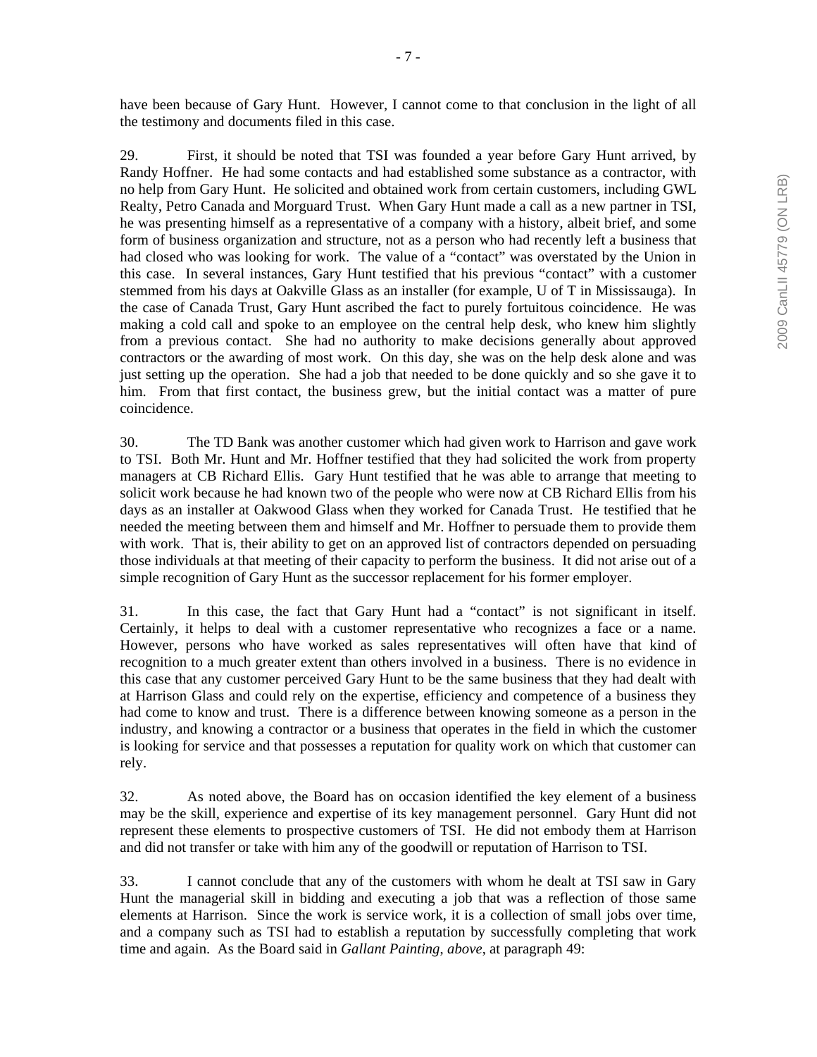have been because of Gary Hunt. However, I cannot come to that conclusion in the light of all the testimony and documents filed in this case.

29. First, it should be noted that TSI was founded a year before Gary Hunt arrived, by Randy Hoffner. He had some contacts and had established some substance as a contractor, with no help from Gary Hunt. He solicited and obtained work from certain customers, including GWL Realty, Petro Canada and Morguard Trust. When Gary Hunt made a call as a new partner in TSI, he was presenting himself as a representative of a company with a history, albeit brief, and some form of business organization and structure, not as a person who had recently left a business that had closed who was looking for work. The value of a "contact" was overstated by the Union in this case. In several instances, Gary Hunt testified that his previous "contact" with a customer stemmed from his days at Oakville Glass as an installer (for example, U of T in Mississauga). In the case of Canada Trust, Gary Hunt ascribed the fact to purely fortuitous coincidence. He was making a cold call and spoke to an employee on the central help desk, who knew him slightly from a previous contact. She had no authority to make decisions generally about approved contractors or the awarding of most work. On this day, she was on the help desk alone and was just setting up the operation. She had a job that needed to be done quickly and so she gave it to him. From that first contact, the business grew, but the initial contact was a matter of pure coincidence.

30. The TD Bank was another customer which had given work to Harrison and gave work to TSI. Both Mr. Hunt and Mr. Hoffner testified that they had solicited the work from property managers at CB Richard Ellis. Gary Hunt testified that he was able to arrange that meeting to solicit work because he had known two of the people who were now at CB Richard Ellis from his days as an installer at Oakwood Glass when they worked for Canada Trust. He testified that he needed the meeting between them and himself and Mr. Hoffner to persuade them to provide them with work. That is, their ability to get on an approved list of contractors depended on persuading those individuals at that meeting of their capacity to perform the business. It did not arise out of a simple recognition of Gary Hunt as the successor replacement for his former employer.

31. In this case, the fact that Gary Hunt had a "contact" is not significant in itself. Certainly, it helps to deal with a customer representative who recognizes a face or a name. However, persons who have worked as sales representatives will often have that kind of recognition to a much greater extent than others involved in a business. There is no evidence in this case that any customer perceived Gary Hunt to be the same business that they had dealt with at Harrison Glass and could rely on the expertise, efficiency and competence of a business they had come to know and trust. There is a difference between knowing someone as a person in the industry, and knowing a contractor or a business that operates in the field in which the customer is looking for service and that possesses a reputation for quality work on which that customer can rely.

32. As noted above, the Board has on occasion identified the key element of a business may be the skill, experience and expertise of its key management personnel. Gary Hunt did not represent these elements to prospective customers of TSI. He did not embody them at Harrison and did not transfer or take with him any of the goodwill or reputation of Harrison to TSI.

33. I cannot conclude that any of the customers with whom he dealt at TSI saw in Gary Hunt the managerial skill in bidding and executing a job that was a reflection of those same elements at Harrison. Since the work is service work, it is a collection of small jobs over time, and a company such as TSI had to establish a reputation by successfully completing that work time and again. As the Board said in *Gallant Painting*, *above*, at paragraph 49: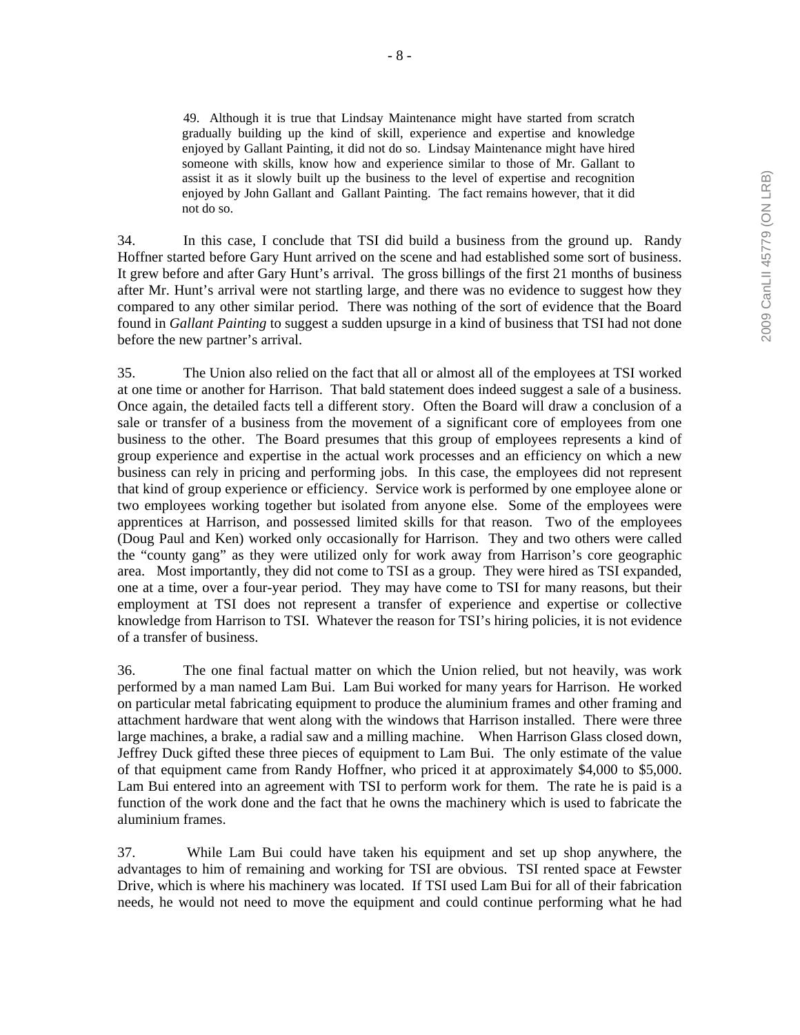> 49. Although it is true that Lindsay Maintenance might have started from scratch gradually building up the kind of skill, experience and expertise and knowledge enjoyed by Gallant Painting, it did not do so. Lindsay Maintenance might have hired someone with skills, know how and experience similar to those of Mr. Gallant to assist it as it slowly built up the business to the level of expertise and recognition enjoyed by John Gallant and Gallant Painting. The fact remains however, that it did not do so.

34. In this case, I conclude that TSI did build a business from the ground up. Randy Hoffner started before Gary Hunt arrived on the scene and had established some sort of business. It grew before and after Gary Hunt's arrival. The gross billings of the first 21 months of business after Mr. Hunt's arrival were not startling large, and there was no evidence to suggest how they compared to any other similar period. There was nothing of the sort of evidence that the Board found in *Gallant Painting* to suggest a sudden upsurge in a kind of business that TSI had not done before the new partner's arrival.

35. The Union also relied on the fact that all or almost all of the employees at TSI worked at one time or another for Harrison. That bald statement does indeed suggest a sale of a business. Once again, the detailed facts tell a different story. Often the Board will draw a conclusion of a sale or transfer of a business from the movement of a significant core of employees from one business to the other. The Board presumes that this group of employees represents a kind of group experience and expertise in the actual work processes and an efficiency on which a new business can rely in pricing and performing jobs. In this case, the employees did not represent that kind of group experience or efficiency. Service work is performed by one employee alone or two employees working together but isolated from anyone else. Some of the employees were apprentices at Harrison, and possessed limited skills for that reason. Two of the employees (Doug Paul and Ken) worked only occasionally for Harrison. They and two others were called the "county gang" as they were utilized only for work away from Harrison's core geographic area. Most importantly, they did not come to TSI as a group. They were hired as TSI expanded, one at a time, over a four-year period. They may have come to TSI for many reasons, but their employment at TSI does not represent a transfer of experience and expertise or collective knowledge from Harrison to TSI. Whatever the reason for TSI's hiring policies, it is not evidence of a transfer of business.

36. The one final factual matter on which the Union relied, but not heavily, was work performed by a man named Lam Bui. Lam Bui worked for many years for Harrison. He worked on particular metal fabricating equipment to produce the aluminium frames and other framing and attachment hardware that went along with the windows that Harrison installed. There were three large machines, a brake, a radial saw and a milling machine. When Harrison Glass closed down, Jeffrey Duck gifted these three pieces of equipment to Lam Bui. The only estimate of the value of that equipment came from Randy Hoffner, who priced it at approximately $4,000 to $5,000. Lam Bui entered into an agreement with TSI to perform work for them. The rate he is paid is a function of the work done and the fact that he owns the machinery which is used to fabricate the aluminium frames.

37. While Lam Bui could have taken his equipment and set up shop anywhere, the advantages to him of remaining and working for TSI are obvious. TSI rented space at Fewster Drive, which is where his machinery was located. If TSI used Lam Bui for all of their fabrication needs, he would not need to move the equipment and could continue performing what he had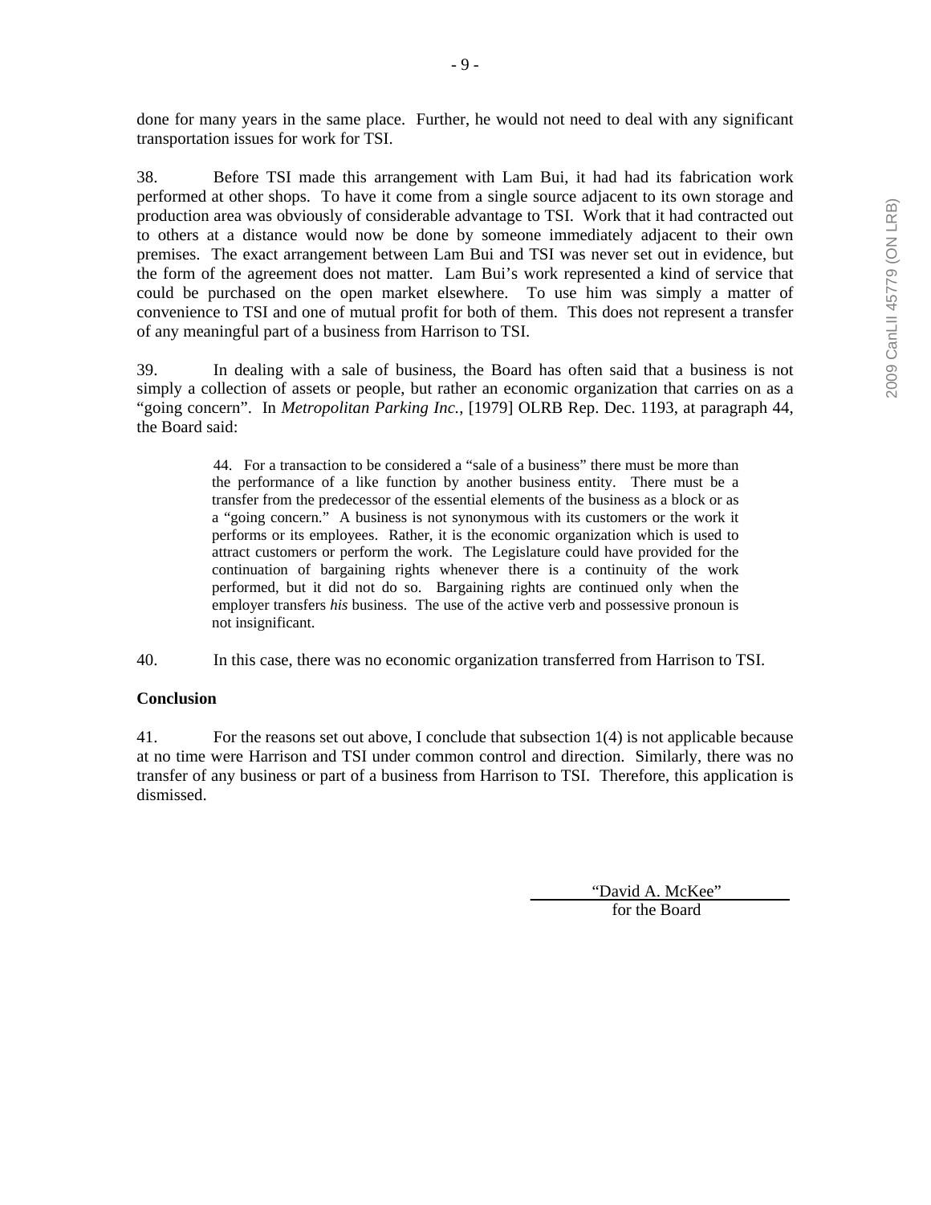done for many years in the same place. Further, he would not need to deal with any significant transportation issues for work for TSI.

38. Before TSI made this arrangement with Lam Bui, it had had its fabrication work performed at other shops. To have it come from a single source adjacent to its own storage and production area was obviously of considerable advantage to TSI. Work that it had contracted out to others at a distance would now be done by someone immediately adjacent to their own premises. The exact arrangement between Lam Bui and TSI was never set out in evidence, but the form of the agreement does not matter. Lam Bui's work represented a kind of service that could be purchased on the open market elsewhere. To use him was simply a matter of convenience to TSI and one of mutual profit for both of them. This does not represent a transfer of any meaningful part of a business from Harrison to TSI.

39. In dealing with a sale of business, the Board has often said that a business is not simply a collection of assets or people, but rather an economic organization that carries on as a "going concern". In *Metropolitan Parking Inc.*, [1979] OLRB Rep. Dec. 1193, at paragraph 44, the Board said:

> 44. For a transaction to be considered a "sale of a business" there must be more than the performance of a like function by another business entity. There must be a transfer from the predecessor of the essential elements of the business as a block or as a "going concern." A business is not synonymous with its customers or the work it performs or its employees. Rather, it is the economic organization which is used to attract customers or perform the work. The Legislature could have provided for the continuation of bargaining rights whenever there is a continuity of the work performed, but it did not do so. Bargaining rights are continued only when the employer transfers *his* business. The use of the active verb and possessive pronoun is not insignificant.

40. In this case, there was no economic organization transferred from Harrison to TSI.

**Conclusion**

41. For the reasons set out above, I conclude that subsection 1(4) is not applicable because at no time were Harrison and TSI under common control and direction. Similarly, there was no transfer of any business or part of a business from Harrison to TSI. Therefore, this application is dismissed.

"David A. McKee"
for the Board